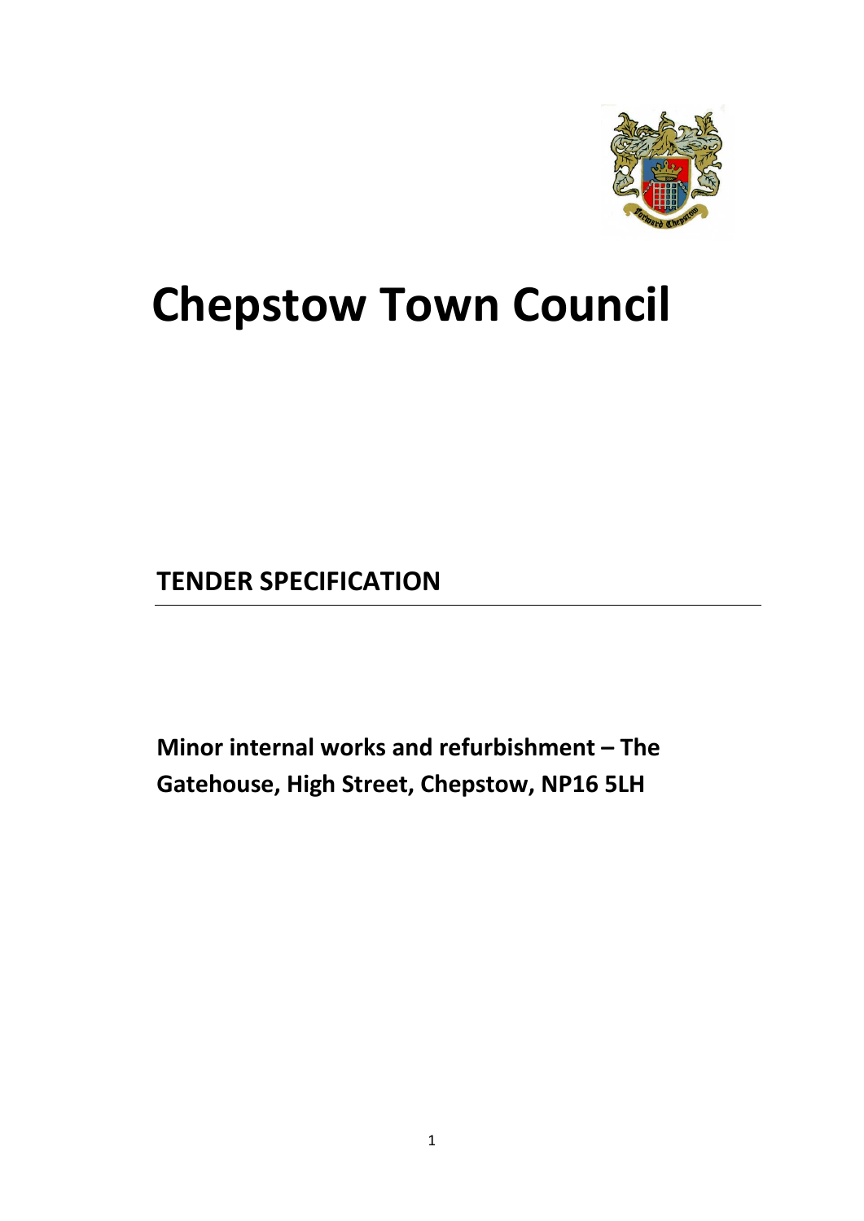# Chepstow Town Council

## TENDER SPECIFICATION

**Minor internal works and refurbishment – The Gatehouse, High Street, Chepstow, NP16 5LH**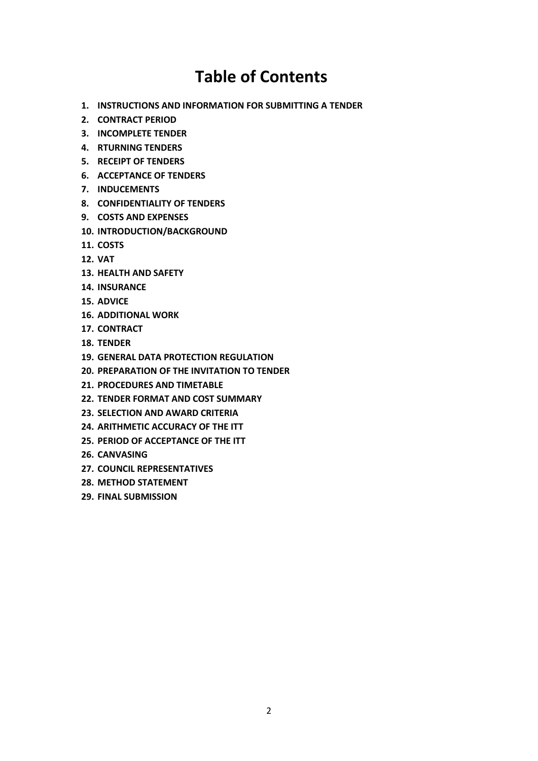# Table of Contents

1. **INSTRUCTIONS AND INFORMATION FOR SUBMITTING A TENDER**
2. **CONTRACT PERIOD**
3. **INCOMPLETE TENDER**
4. **RTURNING TENDERS**
5. **RECEIPT OF TENDERS**
6. **ACCEPTANCE OF TENDERS**
7. **INDUCEMENTS**
8. **CONFIDENTIALITY OF TENDERS**
9. **COSTS AND EXPENSES**
10. **INTRODUCTION/BACKGROUND**
11. **COSTS**
12. **VAT**
13. **HEALTH AND SAFETY**
14. **INSURANCE**
15. **ADVICE**
16. **ADDITIONAL WORK**
17. **CONTRACT**
18. **TENDER**
19. **GENERAL DATA PROTECTION REGULATION**
20. **PREPARATION OF THE INVITATION TO TENDER**
21. **PROCEDURES AND TIMETABLE**
22. **TENDER FORMAT AND COST SUMMARY**
23. **SELECTION AND AWARD CRITERIA**
24. **ARITHMETIC ACCURACY OF THE ITT**
25. **PERIOD OF ACCEPTANCE OF THE ITT**
26. **CANVASING**
27. **COUNCIL REPRESENTATIVES**
28. **METHOD STATEMENT**
29. **FINAL SUBMISSION**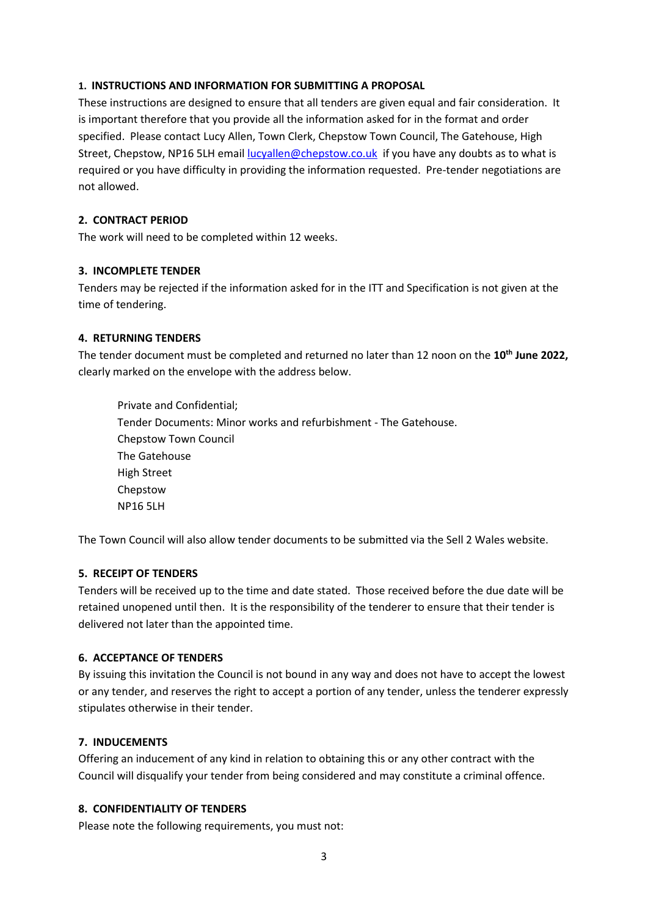## 1. INSTRUCTIONS AND INFORMATION FOR SUBMITTING A PROPOSAL

These instructions are designed to ensure that all tenders are given equal and fair consideration. It is important therefore that you provide all the information asked for in the format and order specified. Please contact Lucy Allen, Town Clerk, Chepstow Town Council, The Gatehouse, High Street, Chepstow, NP16 5LH email lucyallen@chepstow.co.uk if you have any doubts as to what is required or you have difficulty in providing the information requested. Pre-tender negotiations are not allowed.

## 2. CONTRACT PERIOD

The work will need to be completed within 12 weeks.

## 3. INCOMPLETE TENDER

Tenders may be rejected if the information asked for in the ITT and Specification is not given at the time of tendering.

## 4. RETURNING TENDERS

The tender document must be completed and returned no later than 12 noon on the **10th June 2022,** clearly marked on the envelope with the address below.

> Private and Confidential;
> Tender Documents: Minor works and refurbishment - The Gatehouse.
> Chepstow Town Council
> The Gatehouse
> High Street
> Chepstow
> NP16 5LH

The Town Council will also allow tender documents to be submitted via the Sell 2 Wales website.

## 5. RECEIPT OF TENDERS

Tenders will be received up to the time and date stated. Those received before the due date will be retained unopened until then. It is the responsibility of the tenderer to ensure that their tender is delivered not later than the appointed time.

## 6. ACCEPTANCE OF TENDERS

By issuing this invitation the Council is not bound in any way and does not have to accept the lowest or any tender, and reserves the right to accept a portion of any tender, unless the tenderer expressly stipulates otherwise in their tender.

## 7. INDUCEMENTS

Offering an inducement of any kind in relation to obtaining this or any other contract with the Council will disqualify your tender from being considered and may constitute a criminal offence.

## 8. CONFIDENTIALITY OF TENDERS

Please note the following requirements, you must not: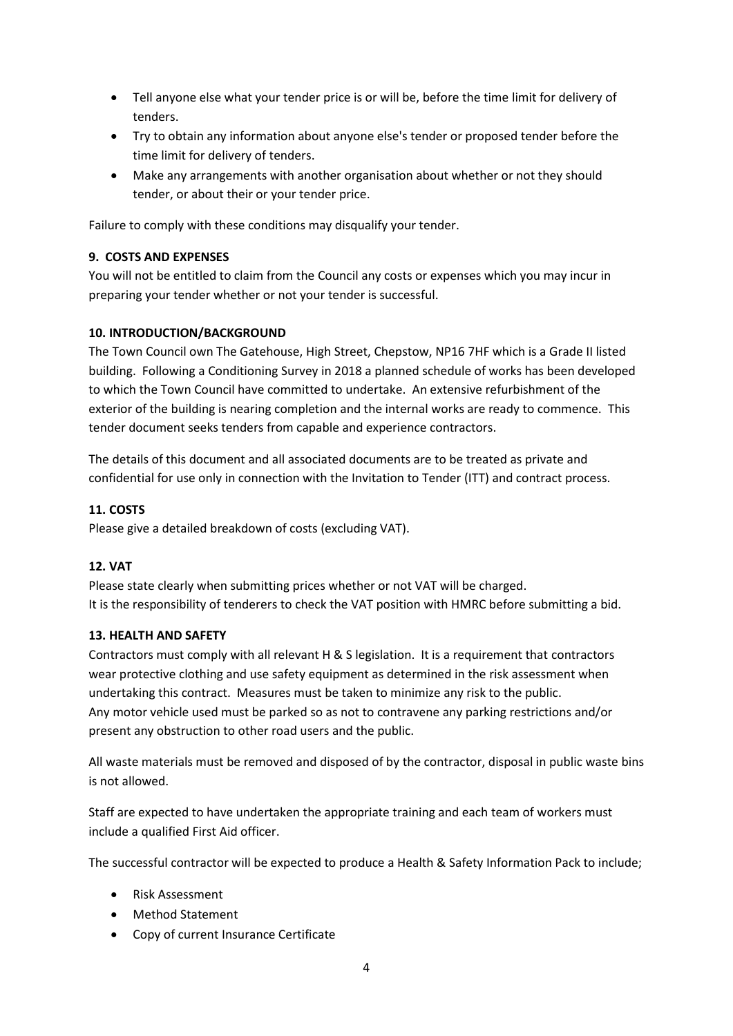- Tell anyone else what your tender price is or will be, before the time limit for delivery of tenders.
- Try to obtain any information about anyone else's tender or proposed tender before the time limit for delivery of tenders.
- Make any arrangements with another organisation about whether or not they should tender, or about their or your tender price.

Failure to comply with these conditions may disqualify your tender.

**9. COSTS AND EXPENSES**

You will not be entitled to claim from the Council any costs or expenses which you may incur in preparing your tender whether or not your tender is successful.

**10. INTRODUCTION/BACKGROUND**

The Town Council own The Gatehouse, High Street, Chepstow, NP16 7HF which is a Grade II listed building. Following a Conditioning Survey in 2018 a planned schedule of works has been developed to which the Town Council have committed to undertake. An extensive refurbishment of the exterior of the building is nearing completion and the internal works are ready to commence. This tender document seeks tenders from capable and experience contractors.

The details of this document and all associated documents are to be treated as private and confidential for use only in connection with the Invitation to Tender (ITT) and contract process.

**11. COSTS**

Please give a detailed breakdown of costs (excluding VAT).

**12. VAT**

Please state clearly when submitting prices whether or not VAT will be charged.
It is the responsibility of tenderers to check the VAT position with HMRC before submitting a bid.

**13. HEALTH AND SAFETY**

Contractors must comply with all relevant H & S legislation. It is a requirement that contractors wear protective clothing and use safety equipment as determined in the risk assessment when undertaking this contract. Measures must be taken to minimize any risk to the public.
Any motor vehicle used must be parked so as not to contravene any parking restrictions and/or present any obstruction to other road users and the public.

All waste materials must be removed and disposed of by the contractor, disposal in public waste bins is not allowed.

Staff are expected to have undertaken the appropriate training and each team of workers must include a qualified First Aid officer.

The successful contractor will be expected to produce a Health & Safety Information Pack to include;

- Risk Assessment
- Method Statement
- Copy of current Insurance Certificate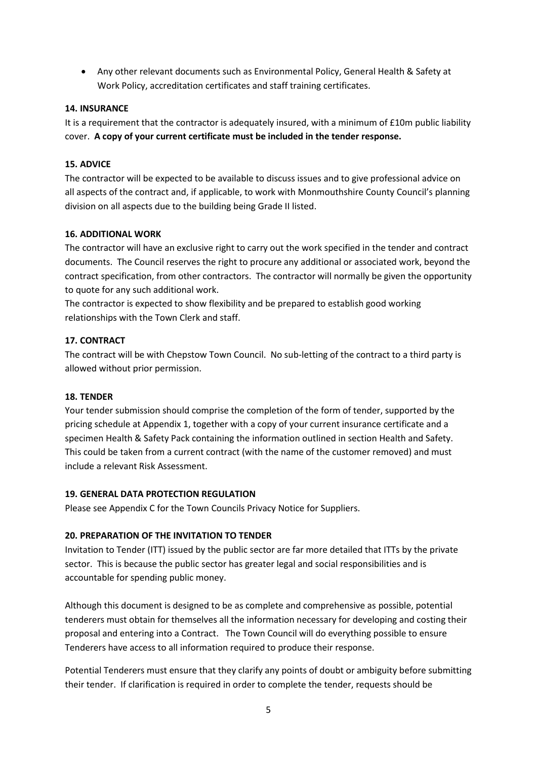- Any other relevant documents such as Environmental Policy, General Health & Safety at Work Policy, accreditation certificates and staff training certificates.

**14. INSURANCE**

It is a requirement that the contractor is adequately insured, with a minimum of £10m public liability cover. **A copy of your current certificate must be included in the tender response.**

**15. ADVICE**

The contractor will be expected to be available to discuss issues and to give professional advice on all aspects of the contract and, if applicable, to work with Monmouthshire County Council's planning division on all aspects due to the building being Grade II listed.

**16. ADDITIONAL WORK**

The contractor will have an exclusive right to carry out the work specified in the tender and contract documents. The Council reserves the right to procure any additional or associated work, beyond the contract specification, from other contractors. The contractor will normally be given the opportunity to quote for any such additional work.

The contractor is expected to show flexibility and be prepared to establish good working relationships with the Town Clerk and staff.

**17. CONTRACT**

The contract will be with Chepstow Town Council. No sub-letting of the contract to a third party is allowed without prior permission.

**18. TENDER**

Your tender submission should comprise the completion of the form of tender, supported by the pricing schedule at Appendix 1, together with a copy of your current insurance certificate and a specimen Health & Safety Pack containing the information outlined in section Health and Safety. This could be taken from a current contract (with the name of the customer removed) and must include a relevant Risk Assessment.

**19. GENERAL DATA PROTECTION REGULATION**

Please see Appendix C for the Town Councils Privacy Notice for Suppliers.

**20. PREPARATION OF THE INVITATION TO TENDER**

Invitation to Tender (ITT) issued by the public sector are far more detailed that ITTs by the private sector. This is because the public sector has greater legal and social responsibilities and is accountable for spending public money.

Although this document is designed to be as complete and comprehensive as possible, potential tenderers must obtain for themselves all the information necessary for developing and costing their proposal and entering into a Contract. The Town Council will do everything possible to ensure Tenderers have access to all information required to produce their response.

Potential Tenderers must ensure that they clarify any points of doubt or ambiguity before submitting their tender. If clarification is required in order to complete the tender, requests should be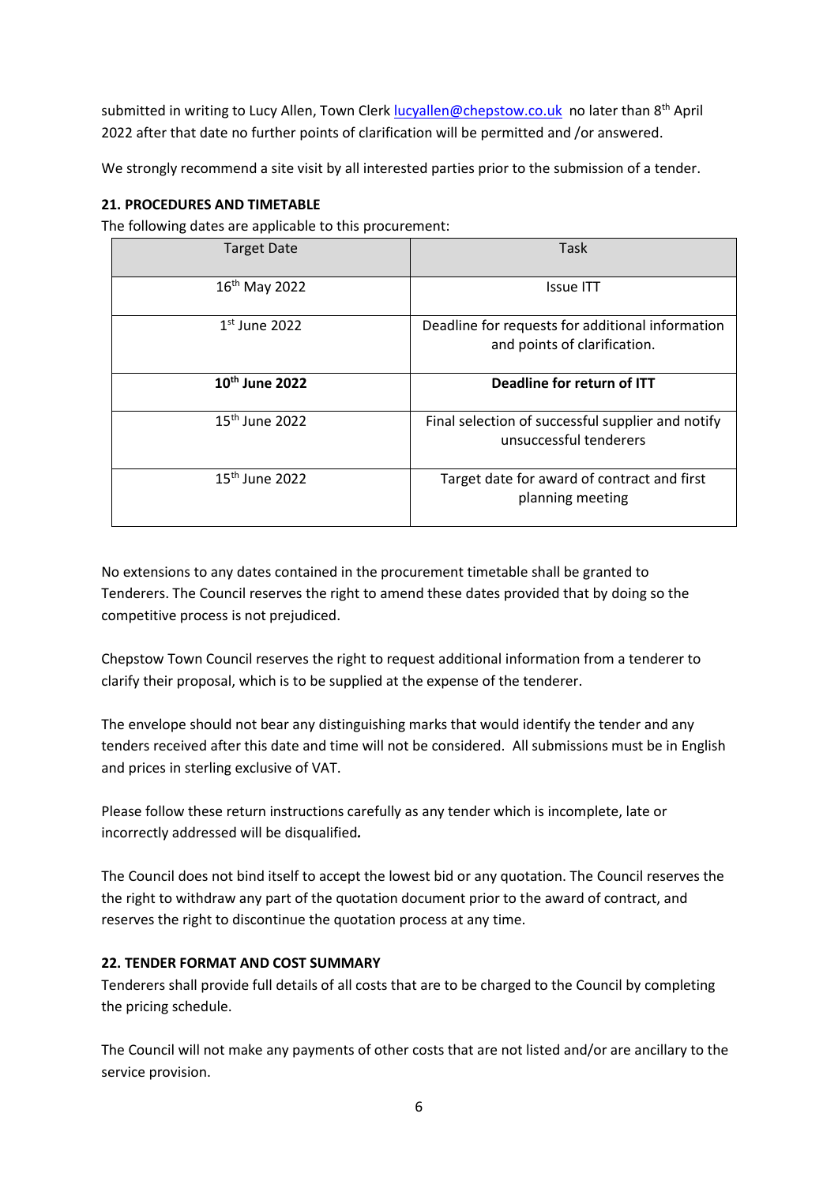submitted in writing to Lucy Allen, Town Clerk [lucyallen@chepstow.co.uk](mailto:lucyallen@chepstow.co.uk) no later than 8th April 2022 after that date no further points of clarification will be permitted and /or answered.

We strongly recommend a site visit by all interested parties prior to the submission of a tender.

**21. PROCEDURES AND TIMETABLE**

The following dates are applicable to this procurement:

| Target Date | Task |
|---|---|
| 16th May 2022 | Issue ITT |
| 1st June 2022 | Deadline for requests for additional information and points of clarification. |
| **10th June 2022** | **Deadline for return of ITT** |
| 15th June 2022 | Final selection of successful supplier and notify unsuccessful tenderers |
| 15th June 2022 | Target date for award of contract and first planning meeting |

No extensions to any dates contained in the procurement timetable shall be granted to Tenderers. The Council reserves the right to amend these dates provided that by doing so the competitive process is not prejudiced.

Chepstow Town Council reserves the right to request additional information from a tenderer to clarify their proposal, which is to be supplied at the expense of the tenderer.

The envelope should not bear any distinguishing marks that would identify the tender and any tenders received after this date and time will not be considered. All submissions must be in English and prices in sterling exclusive of VAT.

Please follow these return instructions carefully as any tender which is incomplete, late or incorrectly addressed will be disqualified*.*

The Council does not bind itself to accept the lowest bid or any quotation. The Council reserves the the right to withdraw any part of the quotation document prior to the award of contract, and reserves the right to discontinue the quotation process at any time.

**22. TENDER FORMAT AND COST SUMMARY**

Tenderers shall provide full details of all costs that are to be charged to the Council by completing the pricing schedule.

The Council will not make any payments of other costs that are not listed and/or are ancillary to the service provision.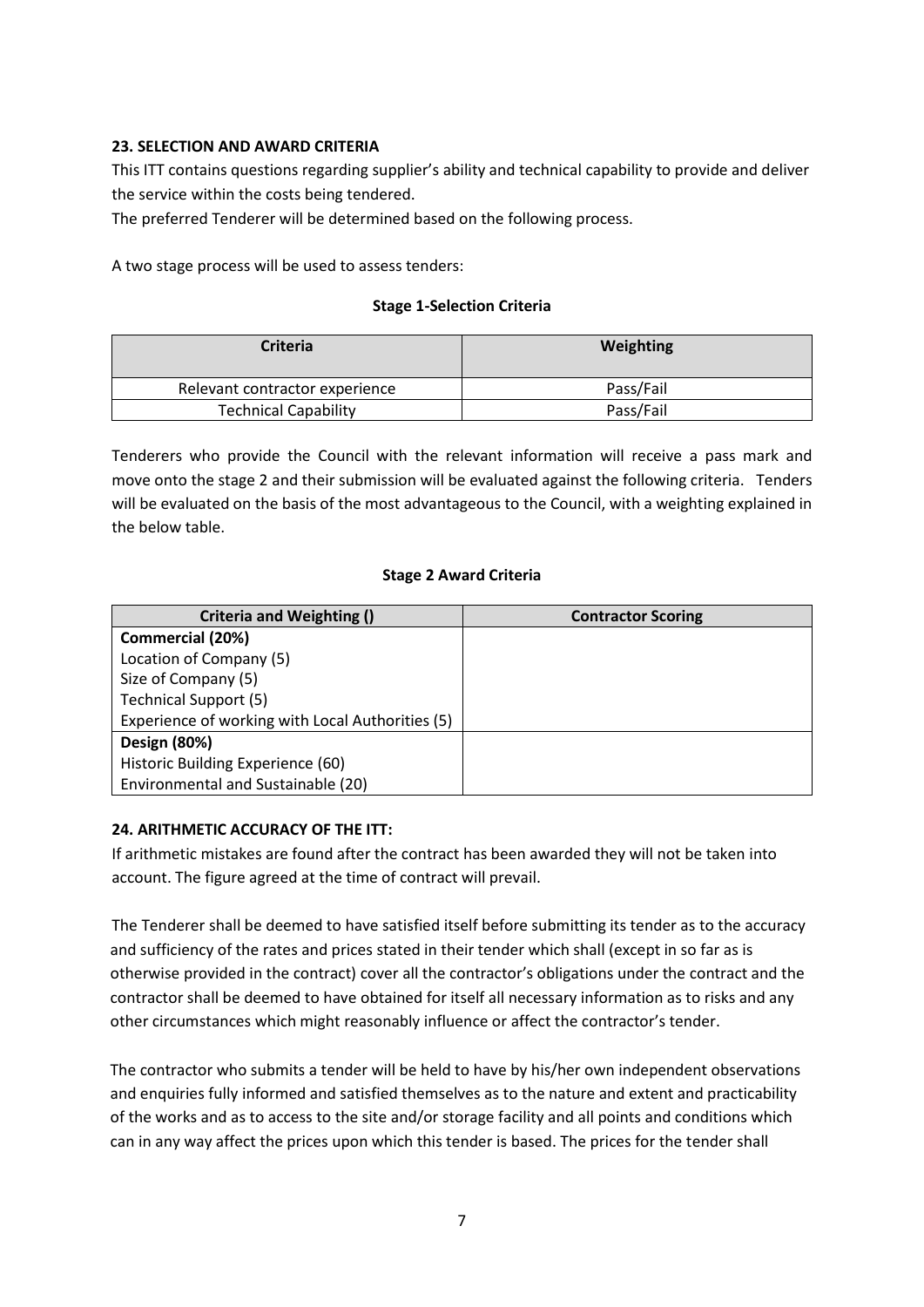### 23. SELECTION AND AWARD CRITERIA

This ITT contains questions regarding supplier's ability and technical capability to provide and deliver the service within the costs being tendered.

The preferred Tenderer will be determined based on the following process.

A two stage process will be used to assess tenders:

**Stage 1-Selection Criteria**

| Criteria | Weighting |
|---|---|
| Relevant contractor experience | Pass/Fail |
| Technical Capability | Pass/Fail |

Tenderers who provide the Council with the relevant information will receive a pass mark and move onto the stage 2 and their submission will be evaluated against the following criteria. Tenders will be evaluated on the basis of the most advantageous to the Council, with a weighting explained in the below table.

**Stage 2 Award Criteria**

| Criteria and Weighting () | Contractor Scoring |
|---|---|
| **Commercial (20%)**<br>Location of Company (5)<br>Size of Company (5)<br>Technical Support (5)<br>Experience of working with Local Authorities (5) | |
| **Design (80%)**<br>Historic Building Experience (60)<br>Environmental and Sustainable (20) | |

### 24. ARITHMETIC ACCURACY OF THE ITT:

If arithmetic mistakes are found after the contract has been awarded they will not be taken into account. The figure agreed at the time of contract will prevail.

The Tenderer shall be deemed to have satisfied itself before submitting its tender as to the accuracy and sufficiency of the rates and prices stated in their tender which shall (except in so far as is otherwise provided in the contract) cover all the contractor's obligations under the contract and the contractor shall be deemed to have obtained for itself all necessary information as to risks and any other circumstances which might reasonably influence or affect the contractor's tender.

The contractor who submits a tender will be held to have by his/her own independent observations and enquiries fully informed and satisfied themselves as to the nature and extent and practicability of the works and as to access to the site and/or storage facility and all points and conditions which can in any way affect the prices upon which this tender is based. The prices for the tender shall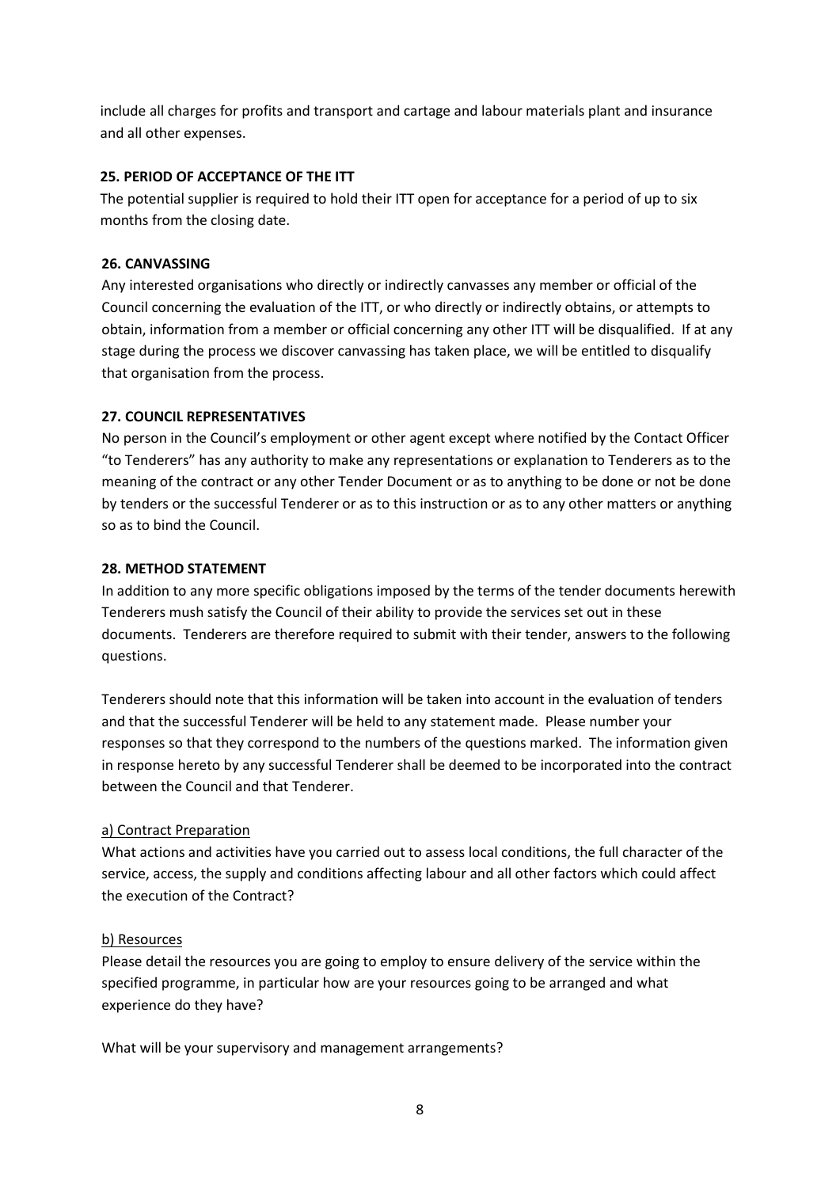include all charges for profits and transport and cartage and labour materials plant and insurance and all other expenses.

**25. PERIOD OF ACCEPTANCE OF THE ITT**

The potential supplier is required to hold their ITT open for acceptance for a period of up to six months from the closing date.

**26. CANVASSING**

Any interested organisations who directly or indirectly canvasses any member or official of the Council concerning the evaluation of the ITT, or who directly or indirectly obtains, or attempts to obtain, information from a member or official concerning any other ITT will be disqualified. If at any stage during the process we discover canvassing has taken place, we will be entitled to disqualify that organisation from the process.

**27. COUNCIL REPRESENTATIVES**

No person in the Council's employment or other agent except where notified by the Contact Officer "to Tenderers" has any authority to make any representations or explanation to Tenderers as to the meaning of the contract or any other Tender Document or as to anything to be done or not be done by tenders or the successful Tenderer or as to this instruction or as to any other matters or anything so as to bind the Council.

**28. METHOD STATEMENT**

In addition to any more specific obligations imposed by the terms of the tender documents herewith Tenderers mush satisfy the Council of their ability to provide the services set out in these documents. Tenderers are therefore required to submit with their tender, answers to the following questions.

Tenderers should note that this information will be taken into account in the evaluation of tenders and that the successful Tenderer will be held to any statement made. Please number your responses so that they correspond to the numbers of the questions marked. The information given in response hereto by any successful Tenderer shall be deemed to be incorporated into the contract between the Council and that Tenderer.

<u>a) Contract Preparation</u>

What actions and activities have you carried out to assess local conditions, the full character of the service, access, the supply and conditions affecting labour and all other factors which could affect the execution of the Contract?

<u>b) Resources</u>

Please detail the resources you are going to employ to ensure delivery of the service within the specified programme, in particular how are your resources going to be arranged and what experience do they have?

What will be your supervisory and management arrangements?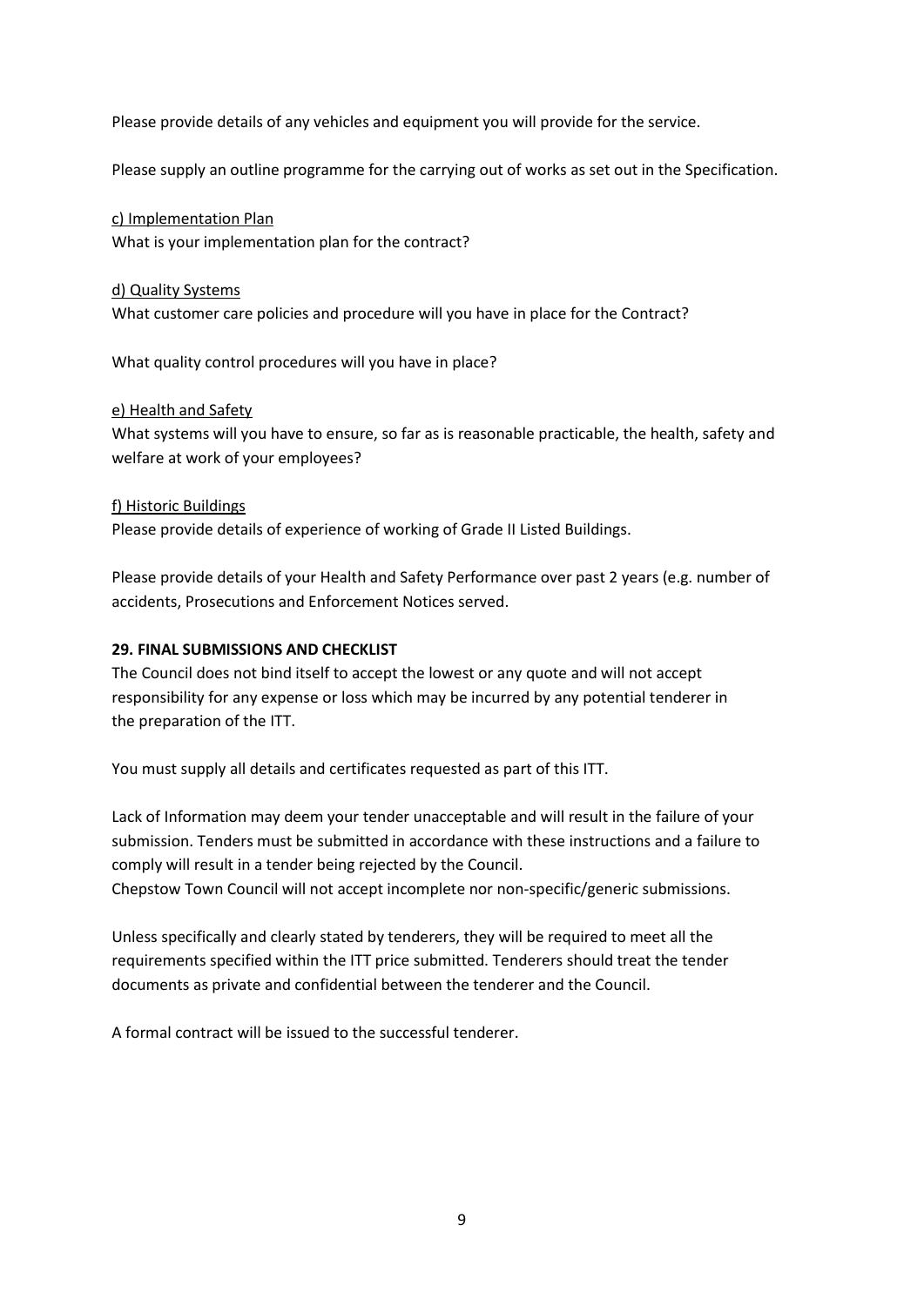Please provide details of any vehicles and equipment you will provide for the service.

Please supply an outline programme for the carrying out of works as set out in the Specification.

c) Implementation Plan

What is your implementation plan for the contract?

d) Quality Systems

What customer care policies and procedure will you have in place for the Contract?

What quality control procedures will you have in place?

e) Health and Safety

What systems will you have to ensure, so far as is reasonable practicable, the health, safety and welfare at work of your employees?

f) Historic Buildings

Please provide details of experience of working of Grade II Listed Buildings.

Please provide details of your Health and Safety Performance over past 2 years (e.g. number of accidents, Prosecutions and Enforcement Notices served.

**29. FINAL SUBMISSIONS AND CHECKLIST**

The Council does not bind itself to accept the lowest or any quote and will not accept responsibility for any expense or loss which may be incurred by any potential tenderer in the preparation of the ITT.

You must supply all details and certificates requested as part of this ITT.

Lack of Information may deem your tender unacceptable and will result in the failure of your submission. Tenders must be submitted in accordance with these instructions and a failure to comply will result in a tender being rejected by the Council.
Chepstow Town Council will not accept incomplete nor non-specific/generic submissions.

Unless specifically and clearly stated by tenderers, they will be required to meet all the requirements specified within the ITT price submitted. Tenderers should treat the tender documents as private and confidential between the tenderer and the Council.

A formal contract will be issued to the successful tenderer.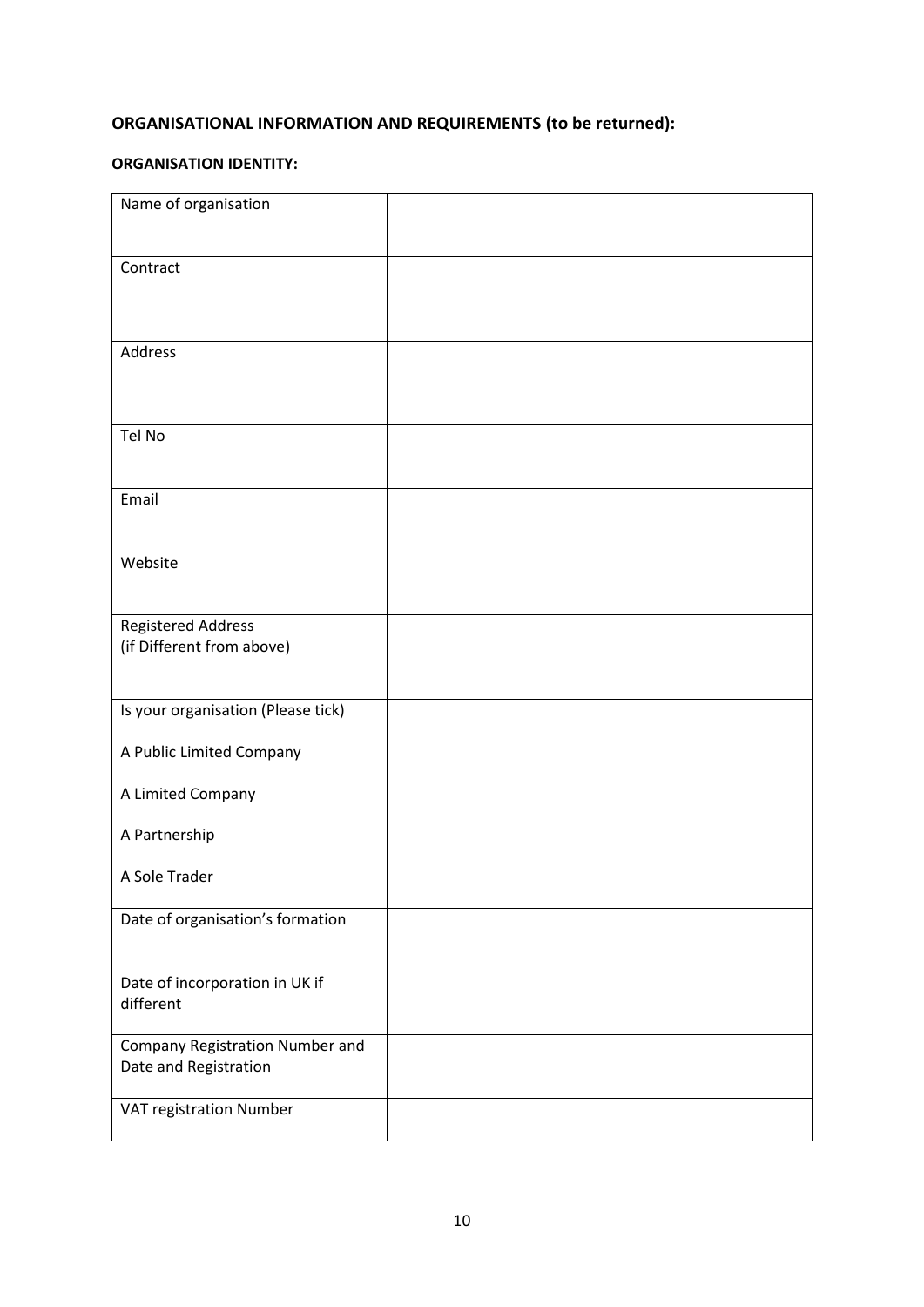**ORGANISATIONAL INFORMATION AND REQUIREMENTS (to be returned):**

**ORGANISATION IDENTITY:**

| | |
|---|---|
| Name of organisation | |
| Contract | |
| Address | |
| Tel No | |
| Email | |
| Website | |
| Registered Address<br>(if Different from above) | |
| Is your organisation (Please tick)<br><br>A Public Limited Company<br><br>A Limited Company<br><br>A Partnership<br><br>A Sole Trader | |
| Date of organisation's formation | |
| Date of incorporation in UK if different | |
| Company Registration Number and Date and Registration | |
| VAT registration Number | |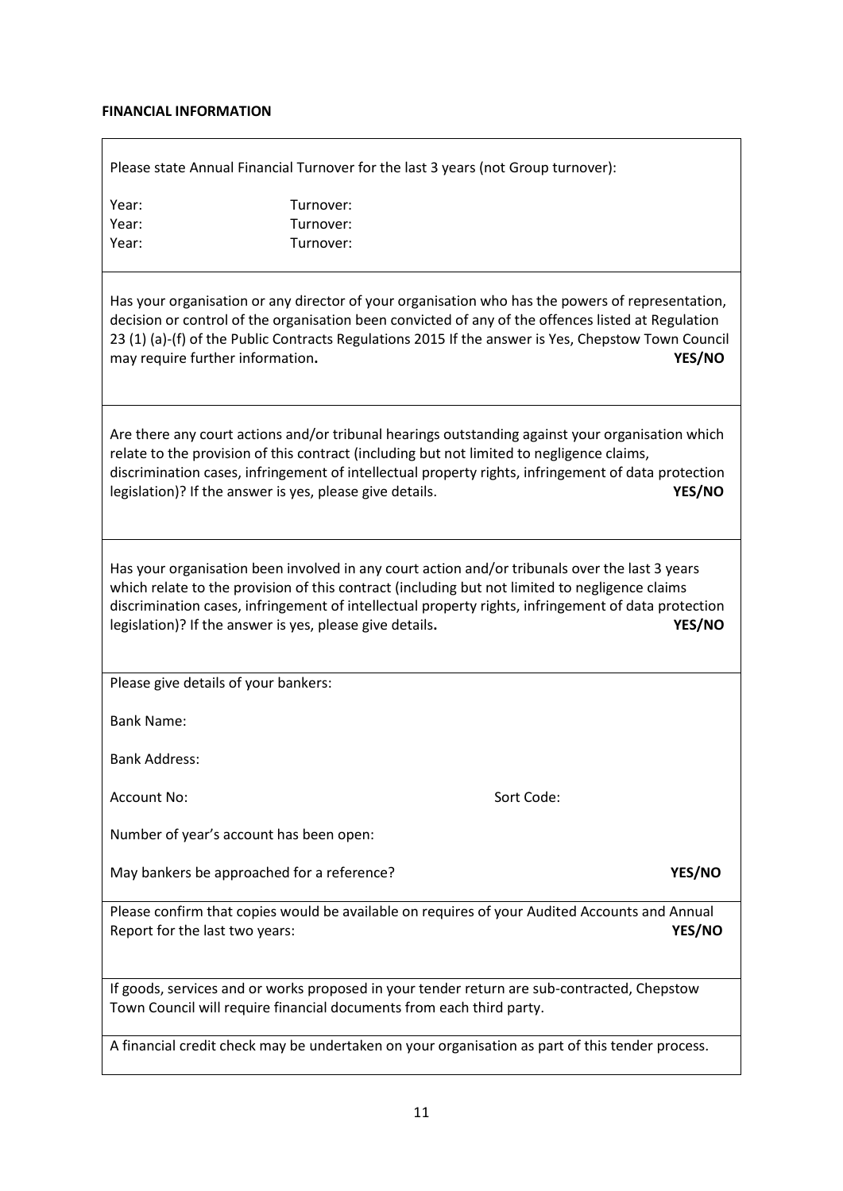**FINANCIAL INFORMATION**

Please state Annual Financial Turnover for the last 3 years (not Group turnover):

Year: Turnover:
Year: Turnover:
Year: Turnover:

---

Has your organisation or any director of your organisation who has the powers of representation, decision or control of the organisation been convicted of any of the offences listed at Regulation 23 (1) (a)-(f) of the Public Contracts Regulations 2015 If the answer is Yes, Chepstow Town Council may require further information**.** **YES/NO**

---

Are there any court actions and/or tribunal hearings outstanding against your organisation which relate to the provision of this contract (including but not limited to negligence claims, discrimination cases, infringement of intellectual property rights, infringement of data protection legislation)? If the answer is yes, please give details. **YES/NO**

---

Has your organisation been involved in any court action and/or tribunals over the last 3 years which relate to the provision of this contract (including but not limited to negligence claims discrimination cases, infringement of intellectual property rights, infringement of data protection legislation)? If the answer is yes, please give details**.** **YES/NO**

---

Please give details of your bankers:

Bank Name:

Bank Address:

Account No: Sort Code:

Number of year's account has been open:

May bankers be approached for a reference? **YES/NO**

---

Please confirm that copies would be available on requires of your Audited Accounts and Annual Report for the last two years: **YES/NO**

---

If goods, services and or works proposed in your tender return are sub-contracted, Chepstow Town Council will require financial documents from each third party.

---

A financial credit check may be undertaken on your organisation as part of this tender process.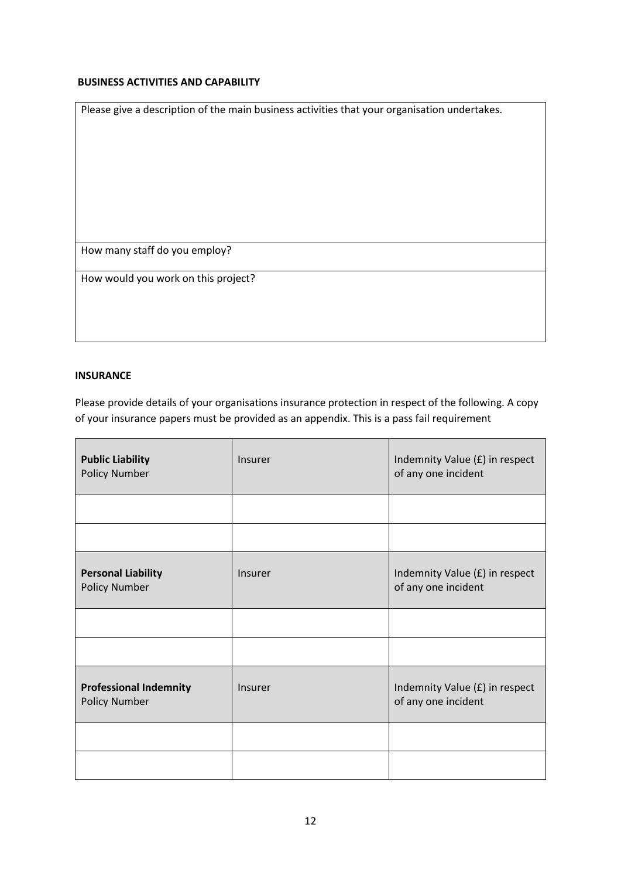**BUSINESS ACTIVITIES AND CAPABILITY**

| Please give a description of the main business activities that your organisation undertakes. |
|---|
| How many staff do you employ? |
| How would you work on this project? |

**INSURANCE**

Please provide details of your organisations insurance protection in respect of the following. A copy of your insurance papers must be provided as an appendix. This is a pass fail requirement

| **Public Liability** Policy Number | Insurer | Indemnity Value (£) in respect of any one incident |
|---|---|---|
| | | |
| | | |
| **Personal Liability** Policy Number | Insurer | Indemnity Value (£) in respect of any one incident |
| | | |
| | | |
| **Professional Indemnity** Policy Number | Insurer | Indemnity Value (£) in respect of any one incident |
| | | |
| | | |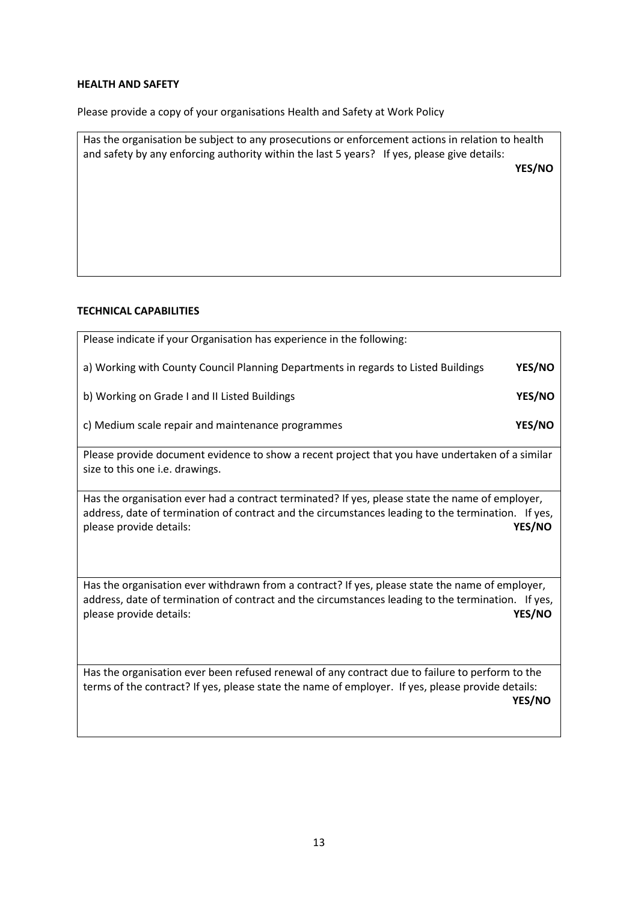**HEALTH AND SAFETY**

Please provide a copy of your organisations Health and Safety at Work Policy

| Has the organisation be subject to any prosecutions or enforcement actions in relation to health and safety by any enforcing authority within the last 5 years? If yes, please give details: | **YES/NO** |
|---|---|

**TECHNICAL CAPABILITIES**

| Please indicate if your Organisation has experience in the following: | |
|---|---|
| a) Working with County Council Planning Departments in regards to Listed Buildings | **YES/NO** |
| b) Working on Grade I and II Listed Buildings | **YES/NO** |
| c) Medium scale repair and maintenance programmes | **YES/NO** |
| Please provide document evidence to show a recent project that you have undertaken of a similar size to this one i.e. drawings. | |
| Has the organisation ever had a contract terminated? If yes, please state the name of employer, address, date of termination of contract and the circumstances leading to the termination. If yes, please provide details: | **YES/NO** |
| Has the organisation ever withdrawn from a contract? If yes, please state the name of employer, address, date of termination of contract and the circumstances leading to the termination. If yes, please provide details: | **YES/NO** |
| Has the organisation ever been refused renewal of any contract due to failure to perform to the terms of the contract? If yes, please state the name of employer. If yes, please provide details: | **YES/NO** |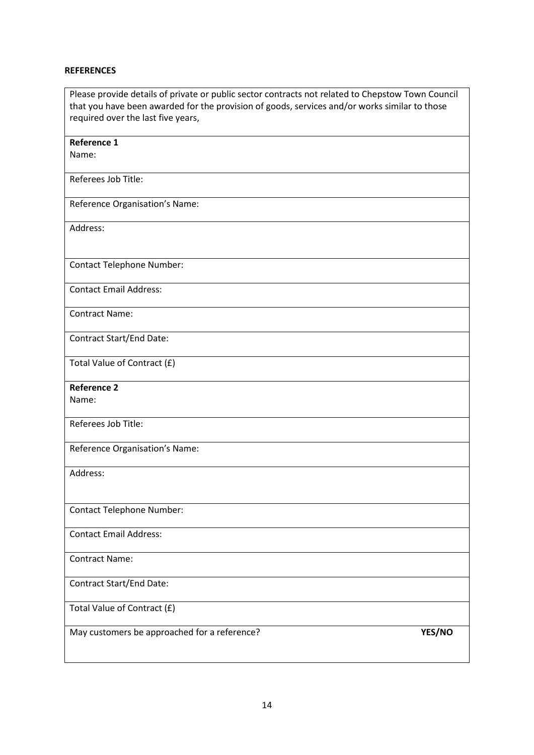**REFERENCES**

| Please provide details of private or public sector contracts not related to Chepstow Town Council that you have been awarded for the provision of goods, services and/or works similar to those required over the last five years, | |
|---|---|
| **Reference 1**<br>Name: | |
| Referees Job Title: | |
| Reference Organisation's Name: | |
| Address: | |
| Contact Telephone Number: | |
| Contact Email Address: | |
| Contract Name: | |
| Contract Start/End Date: | |
| Total Value of Contract (£) | |
| **Reference 2**<br>Name: | |
| Referees Job Title: | |
| Reference Organisation's Name: | |
| Address: | |
| Contact Telephone Number: | |
| Contact Email Address: | |
| Contract Name: | |
| Contract Start/End Date: | |
| Total Value of Contract (£) | |
| May customers be approached for a reference? | **YES/NO** |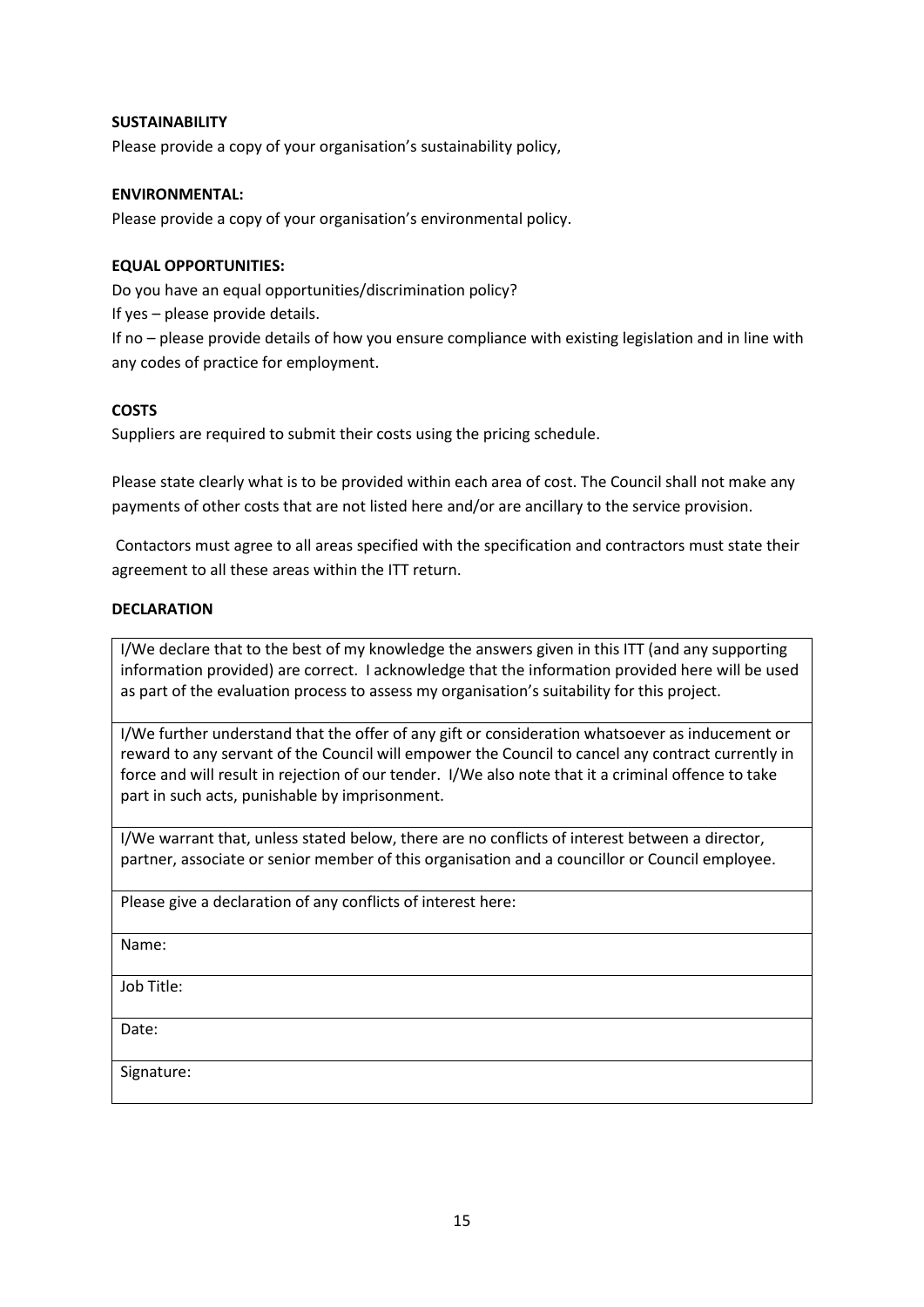**SUSTAINABILITY**

Please provide a copy of your organisation's sustainability policy,

**ENVIRONMENTAL:**

Please provide a copy of your organisation's environmental policy.

**EQUAL OPPORTUNITIES:**

Do you have an equal opportunities/discrimination policy?

If yes – please provide details.

If no – please provide details of how you ensure compliance with existing legislation and in line with any codes of practice for employment.

**COSTS**

Suppliers are required to submit their costs using the pricing schedule.

Please state clearly what is to be provided within each area of cost. The Council shall not make any payments of other costs that are not listed here and/or are ancillary to the service provision.

Contactors must agree to all areas specified with the specification and contractors must state their agreement to all these areas within the ITT return.

**DECLARATION**

| I/We declare that to the best of my knowledge the answers given in this ITT (and any supporting information provided) are correct. I acknowledge that the information provided here will be used as part of the evaluation process to assess my organisation's suitability for this project. |
|---|
| I/We further understand that the offer of any gift or consideration whatsoever as inducement or reward to any servant of the Council will empower the Council to cancel any contract currently in force and will result in rejection of our tender. I/We also note that it a criminal offence to take part in such acts, punishable by imprisonment. |
| I/We warrant that, unless stated below, there are no conflicts of interest between a director, partner, associate or senior member of this organisation and a councillor or Council employee. |
| Please give a declaration of any conflicts of interest here: |
| Name: |
| Job Title: |
| Date: |
| Signature: |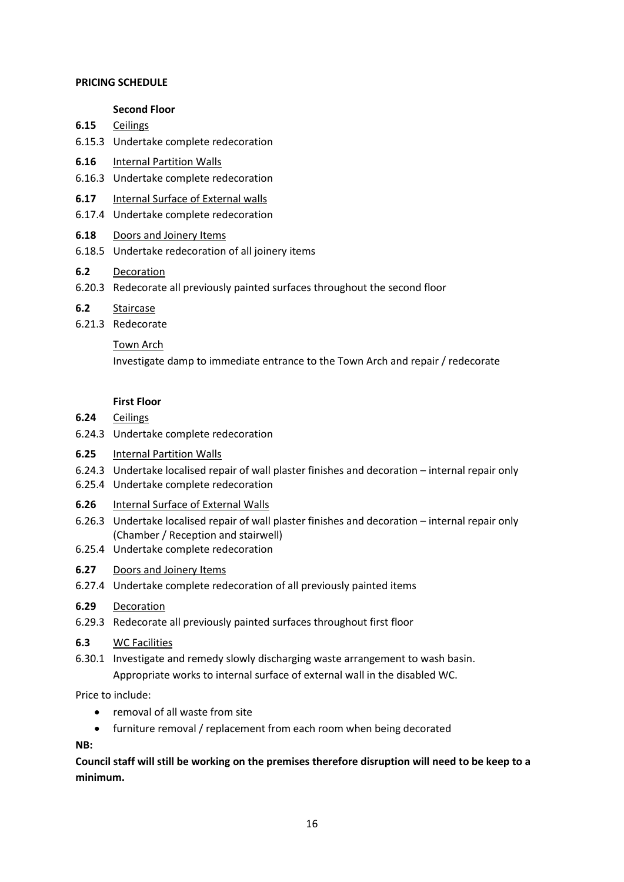**PRICING SCHEDULE**

**Second Floor**

**6.15** Ceilings

6.15.3 Undertake complete redecoration

**6.16** Internal Partition Walls

6.16.3 Undertake complete redecoration

**6.17** Internal Surface of External walls

6.17.4 Undertake complete redecoration

**6.18** Doors and Joinery Items

6.18.5 Undertake redecoration of all joinery items

**6.2** Decoration

6.20.3 Redecorate all previously painted surfaces throughout the second floor

**6.2** Staircase

6.21.3 Redecorate

Town Arch

Investigate damp to immediate entrance to the Town Arch and repair / redecorate

**First Floor**

**6.24** Ceilings

6.24.3 Undertake complete redecoration

**6.25** Internal Partition Walls

6.24.3 Undertake localised repair of wall plaster finishes and decoration – internal repair only

6.25.4 Undertake complete redecoration

**6.26** Internal Surface of External Walls

6.26.3 Undertake localised repair of wall plaster finishes and decoration – internal repair only (Chamber / Reception and stairwell)

6.25.4 Undertake complete redecoration

**6.27** Doors and Joinery Items

6.27.4 Undertake complete redecoration of all previously painted items

**6.29** Decoration

6.29.3 Redecorate all previously painted surfaces throughout first floor

**6.3** WC Facilities

6.30.1 Investigate and remedy slowly discharging waste arrangement to wash basin. Appropriate works to internal surface of external wall in the disabled WC.

Price to include:

- removal of all waste from site
- furniture removal / replacement from each room when being decorated

**NB:**

**Council staff will still be working on the premises therefore disruption will need to be keep to a minimum.**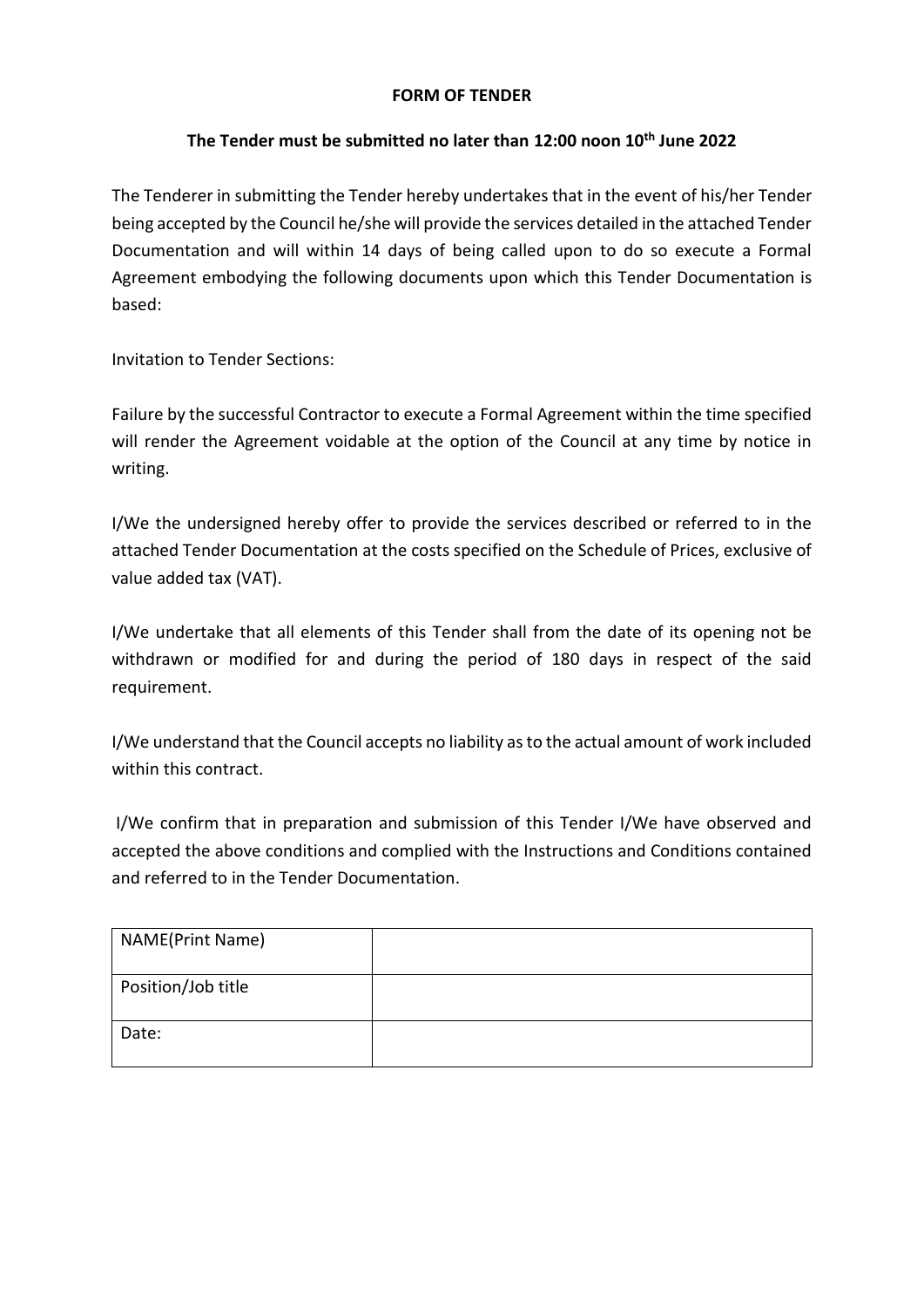**FORM OF TENDER**

**The Tender must be submitted no later than 12:00 noon 10th June 2022**

The Tenderer in submitting the Tender hereby undertakes that in the event of his/her Tender being accepted by the Council he/she will provide the services detailed in the attached Tender Documentation and will within 14 days of being called upon to do so execute a Formal Agreement embodying the following documents upon which this Tender Documentation is based:

Invitation to Tender Sections:

Failure by the successful Contractor to execute a Formal Agreement within the time specified will render the Agreement voidable at the option of the Council at any time by notice in writing.

I/We the undersigned hereby offer to provide the services described or referred to in the attached Tender Documentation at the costs specified on the Schedule of Prices, exclusive of value added tax (VAT).

I/We undertake that all elements of this Tender shall from the date of its opening not be withdrawn or modified for and during the period of 180 days in respect of the said requirement.

I/We understand that the Council accepts no liability as to the actual amount of work included within this contract.

I/We confirm that in preparation and submission of this Tender I/We have observed and accepted the above conditions and complied with the Instructions and Conditions contained and referred to in the Tender Documentation.

| NAME(Print Name) | |
|---|---|
| Position/Job title | |
| Date: | |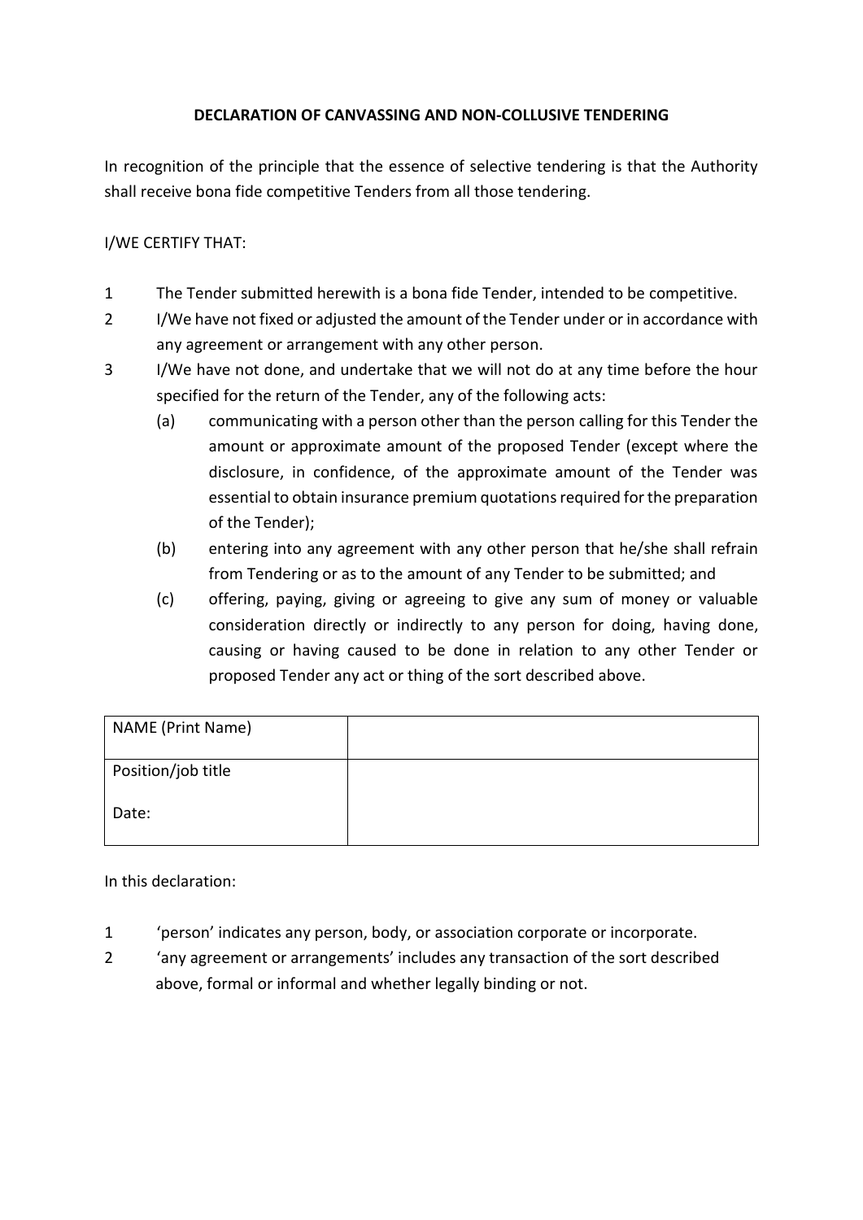**DECLARATION OF CANVASSING AND NON-COLLUSIVE TENDERING**

In recognition of the principle that the essence of selective tendering is that the Authority shall receive bona fide competitive Tenders from all those tendering.

I/WE CERTIFY THAT:

1. The Tender submitted herewith is a bona fide Tender, intended to be competitive.
2. I/We have not fixed or adjusted the amount of the Tender under or in accordance with any agreement or arrangement with any other person.
3. I/We have not done, and undertake that we will not do at any time before the hour specified for the return of the Tender, any of the following acts:
   (a) communicating with a person other than the person calling for this Tender the amount or approximate amount of the proposed Tender (except where the disclosure, in confidence, of the approximate amount of the Tender was essential to obtain insurance premium quotations required for the preparation of the Tender);
   (b) entering into any agreement with any other person that he/she shall refrain from Tendering or as to the amount of any Tender to be submitted; and
   (c) offering, paying, giving or agreeing to give any sum of money or valuable consideration directly or indirectly to any person for doing, having done, causing or having caused to be done in relation to any other Tender or proposed Tender any act or thing of the sort described above.

| NAME (Print Name) | |
|---|---|
| Position/job title<br><br>Date: | |

In this declaration:

1. 'person' indicates any person, body, or association corporate or incorporate.
2. 'any agreement or arrangements' includes any transaction of the sort described above, formal or informal and whether legally binding or not.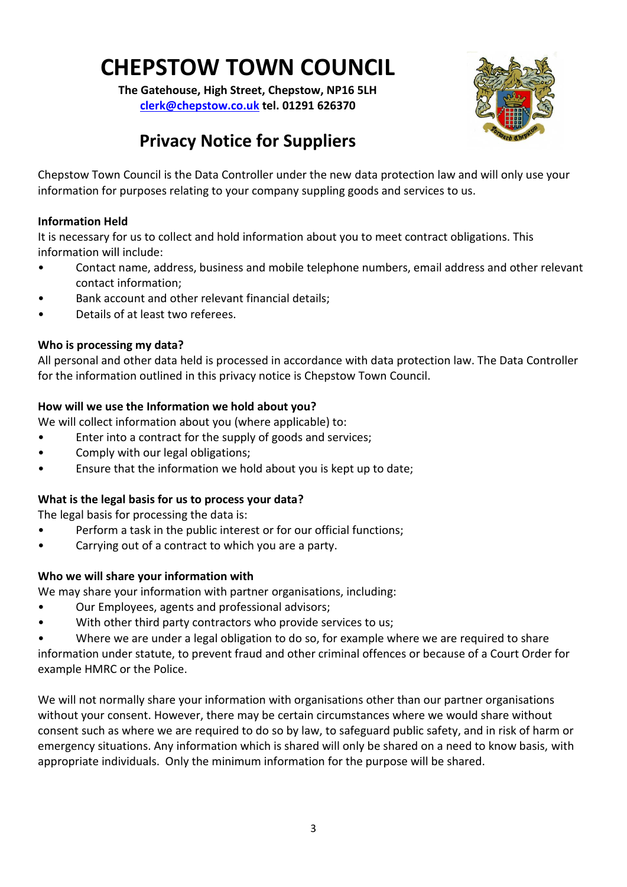# CHEPSTOW TOWN COUNCIL

**The Gatehouse, High Street, Chepstow, NP16 5LH**
**clerk@chepstow.co.uk tel. 01291 626370**

## Privacy Notice for Suppliers

Chepstow Town Council is the Data Controller under the new data protection law and will only use your information for purposes relating to your company suppling goods and services to us.

**Information Held**

It is necessary for us to collect and hold information about you to meet contract obligations. This information will include:

- Contact name, address, business and mobile telephone numbers, email address and other relevant contact information;
- Bank account and other relevant financial details;
- Details of at least two referees.

**Who is processing my data?**

All personal and other data held is processed in accordance with data protection law. The Data Controller for the information outlined in this privacy notice is Chepstow Town Council.

**How will we use the Information we hold about you?**

We will collect information about you (where applicable) to:

- Enter into a contract for the supply of goods and services;
- Comply with our legal obligations;
- Ensure that the information we hold about you is kept up to date;

**What is the legal basis for us to process your data?**

The legal basis for processing the data is:

- Perform a task in the public interest or for our official functions;
- Carrying out of a contract to which you are a party.

**Who we will share your information with**

We may share your information with partner organisations, including:

- Our Employees, agents and professional advisors;
- With other third party contractors who provide services to us;
- Where we are under a legal obligation to do so, for example where we are required to share information under statute, to prevent fraud and other criminal offences or because of a Court Order for example HMRC or the Police.

We will not normally share your information with organisations other than our partner organisations without your consent. However, there may be certain circumstances where we would share without consent such as where we are required to do so by law, to safeguard public safety, and in risk of harm or emergency situations. Any information which is shared will only be shared on a need to know basis, with appropriate individuals. Only the minimum information for the purpose will be shared.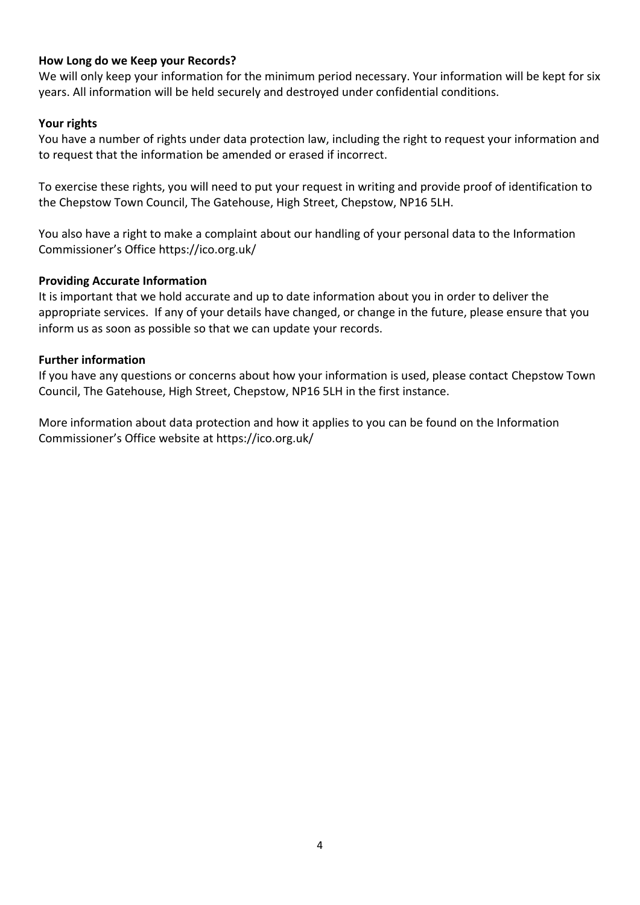### How Long do we Keep your Records?

We will only keep your information for the minimum period necessary. Your information will be kept for six years. All information will be held securely and destroyed under confidential conditions.

### Your rights

You have a number of rights under data protection law, including the right to request your information and to request that the information be amended or erased if incorrect.

To exercise these rights, you will need to put your request in writing and provide proof of identification to the Chepstow Town Council, The Gatehouse, High Street, Chepstow, NP16 5LH.

You also have a right to make a complaint about our handling of your personal data to the Information Commissioner's Office https://ico.org.uk/

### Providing Accurate Information

It is important that we hold accurate and up to date information about you in order to deliver the appropriate services. If any of your details have changed, or change in the future, please ensure that you inform us as soon as possible so that we can update your records.

### Further information

If you have any questions or concerns about how your information is used, please contact Chepstow Town Council, The Gatehouse, High Street, Chepstow, NP16 5LH in the first instance.

More information about data protection and how it applies to you can be found on the Information Commissioner's Office website at https://ico.org.uk/